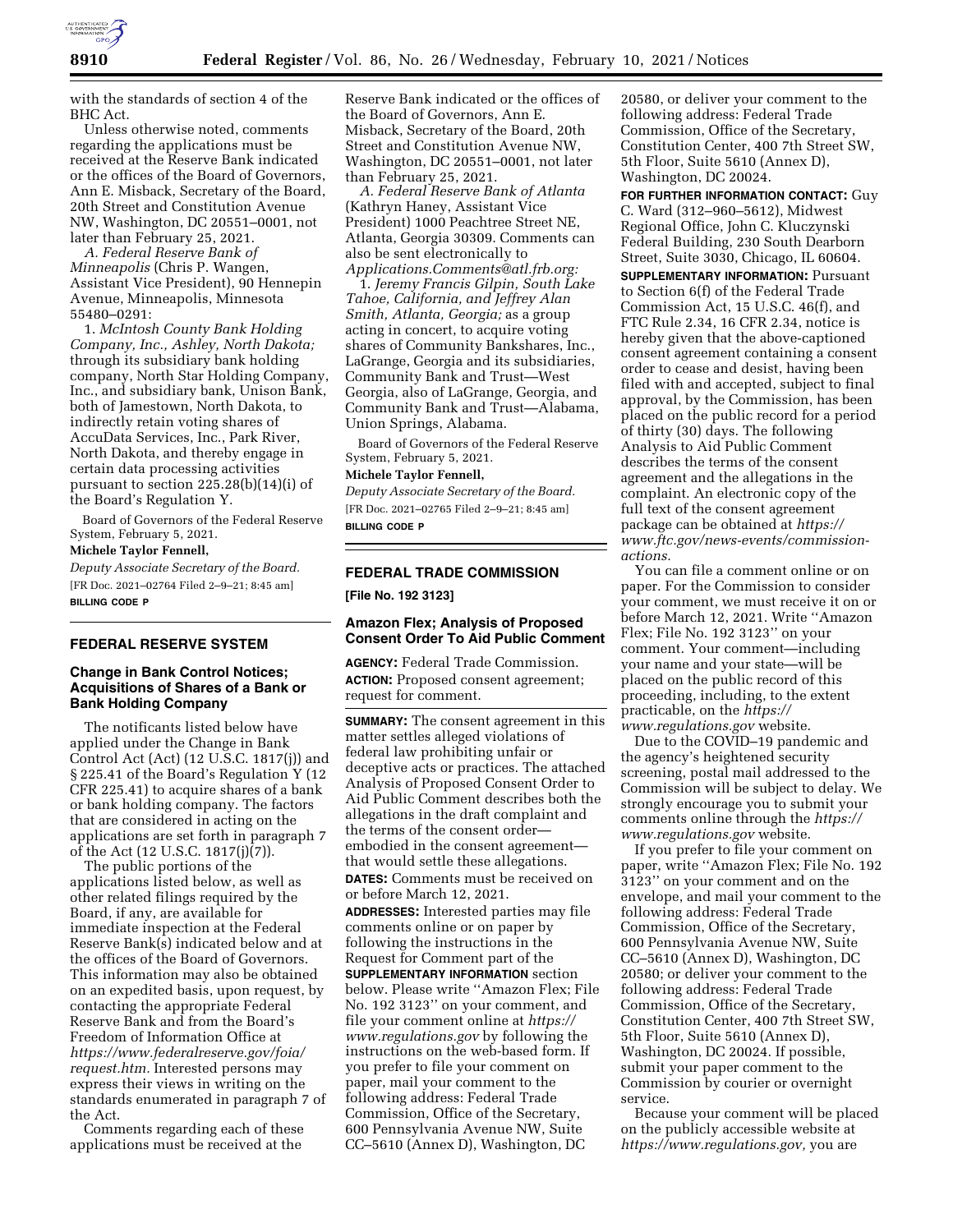with the standards of section 4 of the BHC Act.

Unless otherwise noted, comments regarding the applications must be received at the Reserve Bank indicated or the offices of the Board of Governors, Ann E. Misback, Secretary of the Board, 20th Street and Constitution Avenue NW, Washington, DC 20551–0001, not later than February 25, 2021.

*A. Federal Reserve Bank of Minneapolis* (Chris P. Wangen, Assistant Vice President), 90 Hennepin Avenue, Minneapolis, Minnesota 55480–0291:

1. *McIntosh County Bank Holding Company, Inc., Ashley, North Dakota;* through its subsidiary bank holding company, North Star Holding Company, Inc., and subsidiary bank, Unison Bank, both of Jamestown, North Dakota, to indirectly retain voting shares of AccuData Services, Inc., Park River, North Dakota, and thereby engage in certain data processing activities pursuant to section 225.28(b)(14)(i) of the Board's Regulation Y.

Board of Governors of the Federal Reserve System, February 5, 2021.

**Michele Taylor Fennell,**

*Deputy Associate Secretary of the Board.*

[FR Doc. 2021–02764 Filed 2–9–21; 8:45 am]

**BILLING CODE P**

## FEDERAL RESERVE SYSTEM

### Change in Bank Control Notices; Acquisitions of Shares of a Bank or Bank Holding Company

The notificants listed below have applied under the Change in Bank Control Act (Act) (12 U.S.C. 1817(j)) and § 225.41 of the Board's Regulation Y (12 CFR 225.41) to acquire shares of a bank or bank holding company. The factors that are considered in acting on the applications are set forth in paragraph 7 of the Act (12 U.S.C. 1817(j)(7)).

The public portions of the applications listed below, as well as other related filings required by the Board, if any, are available for immediate inspection at the Federal Reserve Bank(s) indicated below and at the offices of the Board of Governors. This information may also be obtained on an expedited basis, upon request, by contacting the appropriate Federal Reserve Bank and from the Board's Freedom of Information Office at *https://www.federalreserve.gov/foia/request.htm.* Interested persons may express their views in writing on the standards enumerated in paragraph 7 of the Act.

Comments regarding each of these applications must be received at the Reserve Bank indicated or the offices of the Board of Governors, Ann E. Misback, Secretary of the Board, 20th Street and Constitution Avenue NW, Washington, DC 20551–0001, not later than February 25, 2021.

*A. Federal Reserve Bank of Atlanta* (Kathryn Haney, Assistant Vice President) 1000 Peachtree Street NE, Atlanta, Georgia 30309. Comments can also be sent electronically to *Applications.Comments@atl.frb.org:*

1. *Jeremy Francis Gilpin, South Lake Tahoe, California, and Jeffrey Alan Smith, Atlanta, Georgia;* as a group acting in concert, to acquire voting shares of Community Bankshares, Inc., LaGrange, Georgia and its subsidiaries, Community Bank and Trust—West Georgia, also of LaGrange, Georgia, and Community Bank and Trust—Alabama, Union Springs, Alabama.

Board of Governors of the Federal Reserve System, February 5, 2021.

**Michele Taylor Fennell,**

*Deputy Associate Secretary of the Board.*

[FR Doc. 2021–02765 Filed 2–9–21; 8:45 am]

**BILLING CODE P**

## FEDERAL TRADE COMMISSION

**[File No. 192 3123]**

### Amazon Flex; Analysis of Proposed Consent Order To Aid Public Comment

**AGENCY:** Federal Trade Commission.

**ACTION:** Proposed consent agreement; request for comment.

**SUMMARY:** The consent agreement in this matter settles alleged violations of federal law prohibiting unfair or deceptive acts or practices. The attached Analysis of Proposed Consent Order to Aid Public Comment describes both the allegations in the draft complaint and the terms of the consent order—embodied in the consent agreement—that would settle these allegations.

**DATES:** Comments must be received on or before March 12, 2021.

**ADDRESSES:** Interested parties may file comments online or on paper by following the instructions in the Request for Comment part of the **SUPPLEMENTARY INFORMATION** section below. Please write ''Amazon Flex; File No. 192 3123'' on your comment, and file your comment online at *https://www.regulations.gov* by following the instructions on the web-based form. If you prefer to file your comment on paper, mail your comment to the following address: Federal Trade Commission, Office of the Secretary, 600 Pennsylvania Avenue NW, Suite CC–5610 (Annex D), Washington, DC 20580, or deliver your comment to the following address: Federal Trade Commission, Office of the Secretary, Constitution Center, 400 7th Street SW, 5th Floor, Suite 5610 (Annex D), Washington, DC 20024.

**FOR FURTHER INFORMATION CONTACT:** Guy C. Ward (312–960–5612), Midwest Regional Office, John C. Kluczynski Federal Building, 230 South Dearborn Street, Suite 3030, Chicago, IL 60604.

**SUPPLEMENTARY INFORMATION:** Pursuant to Section 6(f) of the Federal Trade Commission Act, 15 U.S.C. 46(f), and FTC Rule 2.34, 16 CFR 2.34, notice is hereby given that the above-captioned consent agreement containing a consent order to cease and desist, having been filed with and accepted, subject to final approval, by the Commission, has been placed on the public record for a period of thirty (30) days. The following Analysis to Aid Public Comment describes the terms of the consent agreement and the allegations in the complaint. An electronic copy of the full text of the consent agreement package can be obtained at *https://www.ftc.gov/news-events/commission-actions.*

You can file a comment online or on paper. For the Commission to consider your comment, we must receive it on or before March 12, 2021. Write ''Amazon Flex; File No. 192 3123'' on your comment. Your comment—including your name and your state—will be placed on the public record of this proceeding, including, to the extent practicable, on the *https://www.regulations.gov* website.

Due to the COVID–19 pandemic and the agency's heightened security screening, postal mail addressed to the Commission will be subject to delay. We strongly encourage you to submit your comments online through the *https://www.regulations.gov* website.

If you prefer to file your comment on paper, write ''Amazon Flex; File No. 192 3123'' on your comment and on the envelope, and mail your comment to the following address: Federal Trade Commission, Office of the Secretary, 600 Pennsylvania Avenue NW, Suite CC–5610 (Annex D), Washington, DC 20580; or deliver your comment to the following address: Federal Trade Commission, Office of the Secretary, Constitution Center, 400 7th Street SW, 5th Floor, Suite 5610 (Annex D), Washington, DC 20024. If possible, submit your paper comment to the Commission by courier or overnight service.

Because your comment will be placed on the publicly accessible website at *https://www.regulations.gov,* you are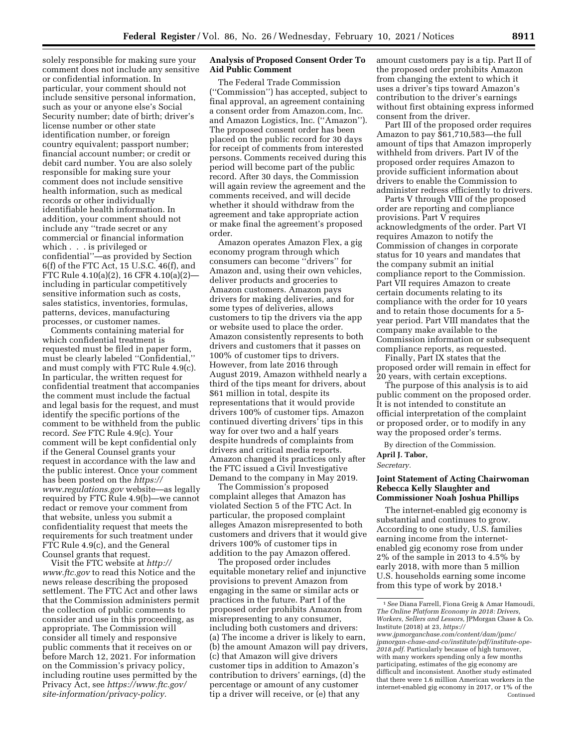solely responsible for making sure your comment does not include any sensitive or confidential information. In particular, your comment should not include sensitive personal information, such as your or anyone else's Social Security number; date of birth; driver's license number or other state identification number, or foreign country equivalent; passport number; financial account number; or credit or debit card number. You are also solely responsible for making sure your comment does not include sensitive health information, such as medical records or other individually identifiable health information. In addition, your comment should not include any "trade secret or any commercial or financial information which . . . is privileged or confidential"—as provided by Section 6(f) of the FTC Act, 15 U.S.C. 46(f), and FTC Rule 4.10(a)(2), 16 CFR 4.10(a)(2)—including in particular competitively sensitive information such as costs, sales statistics, inventories, formulas, patterns, devices, manufacturing processes, or customer names.

Comments containing material for which confidential treatment is requested must be filed in paper form, must be clearly labeled "Confidential," and must comply with FTC Rule 4.9(c). In particular, the written request for confidential treatment that accompanies the comment must include the factual and legal basis for the request, and must identify the specific portions of the comment to be withheld from the public record. *See* FTC Rule 4.9(c). Your comment will be kept confidential only if the General Counsel grants your request in accordance with the law and the public interest. Once your comment has been posted on the *https://www.regulations.gov* website—as legally required by FTC Rule 4.9(b)—we cannot redact or remove your comment from that website, unless you submit a confidentiality request that meets the requirements for such treatment under FTC Rule 4.9(c), and the General Counsel grants that request.

Visit the FTC website at *http://www.ftc.gov* to read this Notice and the news release describing the proposed settlement. The FTC Act and other laws that the Commission administers permit the collection of public comments to consider and use in this proceeding, as appropriate. The Commission will consider all timely and responsive public comments that it receives on or before March 12, 2021. For information on the Commission's privacy policy, including routine uses permitted by the Privacy Act, see *https://www.ftc.gov/site-information/privacy-policy.*

## Analysis of Proposed Consent Order To Aid Public Comment

The Federal Trade Commission ("Commission") has accepted, subject to final approval, an agreement containing a consent order from Amazon.com, Inc. and Amazon Logistics, Inc. ("Amazon"). The proposed consent order has been placed on the public record for 30 days for receipt of comments from interested persons. Comments received during this period will become part of the public record. After 30 days, the Commission will again review the agreement and the comments received, and will decide whether it should withdraw from the agreement and take appropriate action or make final the agreement's proposed order.

Amazon operates Amazon Flex, a gig economy program through which consumers can become "drivers" for Amazon and, using their own vehicles, deliver products and groceries to Amazon customers. Amazon pays drivers for making deliveries, and for some types of deliveries, allows customers to tip the drivers via the app or website used to place the order. Amazon consistently represents to both drivers and customers that it passes on 100% of customer tips to drivers. However, from late 2016 through August 2019, Amazon withheld nearly a third of the tips meant for drivers, about $61 million in total, despite its representations that it would provide drivers 100% of customer tips. Amazon continued diverting drivers' tips in this way for over two and a half years despite hundreds of complaints from drivers and critical media reports. Amazon changed its practices only after the FTC issued a Civil Investigative Demand to the company in May 2019.

The Commission's proposed complaint alleges that Amazon has violated Section 5 of the FTC Act. In particular, the proposed complaint alleges Amazon misrepresented to both customers and drivers that it would give drivers 100% of customer tips in addition to the pay Amazon offered.

The proposed order includes equitable monetary relief and injunctive provisions to prevent Amazon from engaging in the same or similar acts or practices in the future. Part I of the proposed order prohibits Amazon from misrepresenting to any consumer, including both customers and drivers: (a) The income a driver is likely to earn, (b) the amount Amazon will pay drivers, (c) that Amazon will give drivers customer tips in addition to Amazon's contribution to drivers' earnings, (d) the percentage or amount of any customer tip a driver will receive, or (e) that any amount customers pay is a tip. Part II of the proposed order prohibits Amazon from changing the extent to which it uses a driver's tips toward Amazon's contribution to the driver's earnings without first obtaining express informed consent from the driver.

Part III of the proposed order requires Amazon to pay $61,710,583—the full amount of tips that Amazon improperly withheld from drivers. Part IV of the proposed order requires Amazon to provide sufficient information about drivers to enable the Commission to administer redress efficiently to drivers.

Parts V through VIII of the proposed order are reporting and compliance provisions. Part V requires acknowledgments of the order. Part VI requires Amazon to notify the Commission of changes in corporate status for 10 years and mandates that the company submit an initial compliance report to the Commission. Part VII requires Amazon to create certain documents relating to its compliance with the order for 10 years and to retain those documents for a 5-year period. Part VIII mandates that the company make available to the Commission information or subsequent compliance reports, as requested.

Finally, Part IX states that the proposed order will remain in effect for 20 years, with certain exceptions.

The purpose of this analysis is to aid public comment on the proposed order. It is not intended to constitute an official interpretation of the complaint or proposed order, or to modify in any way the proposed order's terms.

By direction of the Commission.

**April J. Tabor,**

*Secretary.*

## Joint Statement of Acting Chairwoman Rebecca Kelly Slaughter and Commissioner Noah Joshua Phillips

The internet-enabled gig economy is substantial and continues to grow. According to one study, U.S. families earning income from the internet-enabled gig economy rose from under 2% of the sample in 2013 to 4.5% by early 2018, with more than 5 million U.S. households earning some income from this type of work by 2018.[1]

[1] *See* Diana Farrell, Fiona Greig & Amar Hamoudi, *The Online Platform Economy in 2018: Drivers, Workers, Sellers and Lessors,* JPMorgan Chase & Co. Institute (2018) at 23, *https://www.jpmorganchase.com/content/dam/jpmc/jpmorgan-chase-and-co/institute/pdf/institute-ope-2018.pdf.* Particularly because of high turnover, with many workers spending only a few months participating, estimates of the gig economy are difficult and inconsistent. Another study estimated that there were 1.6 million American workers in the internet-enabled gig economy in 2017, or 1% of the Continued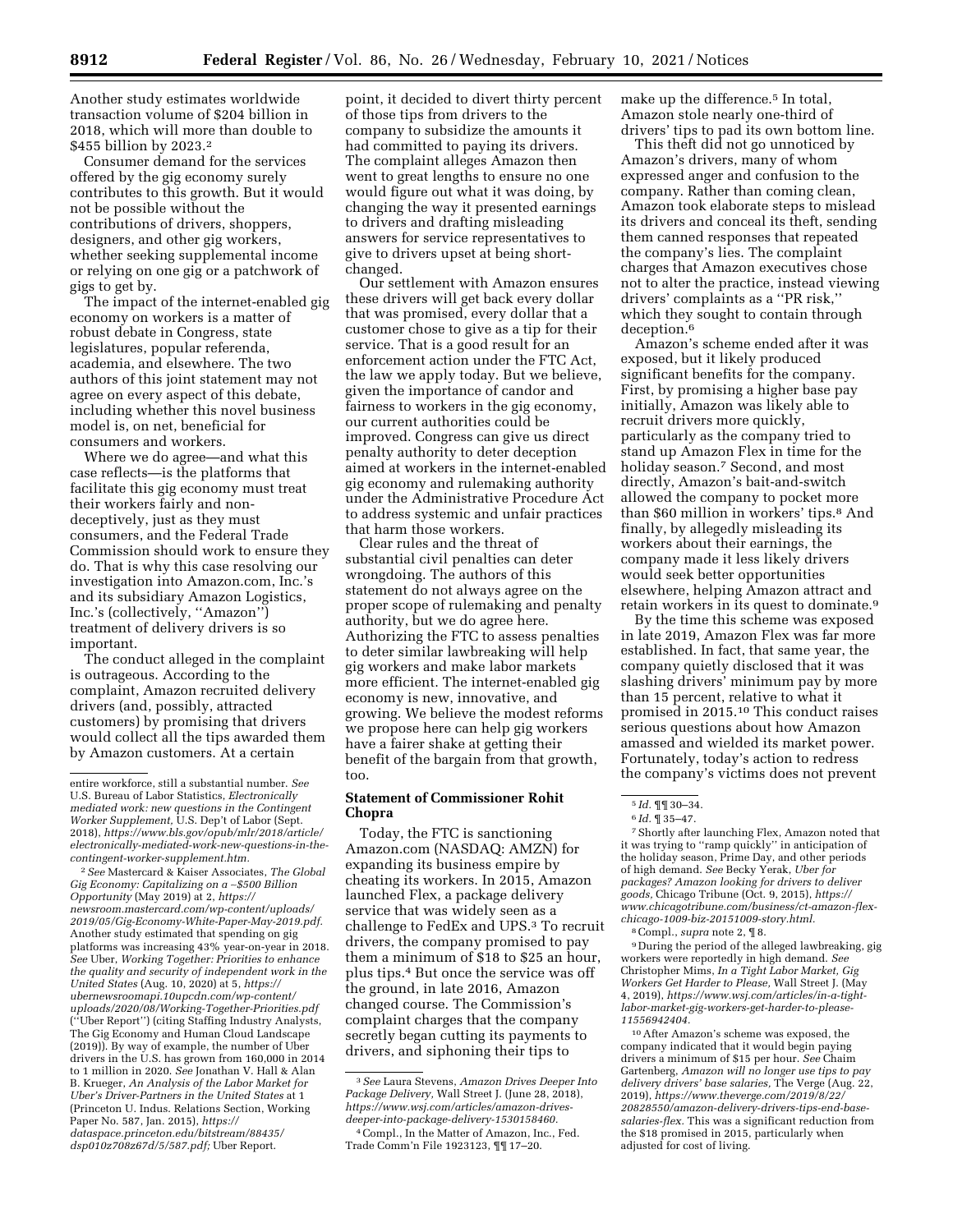Another study estimates worldwide transaction volume of $204 billion in 2018, which will more than double to $455 billion by 2023.[2]

Consumer demand for the services offered by the gig economy surely contributes to this growth. But it would not be possible without the contributions of drivers, shoppers, designers, and other gig workers, whether seeking supplemental income or relying on one gig or a patchwork of gigs to get by.

The impact of the internet-enabled gig economy on workers is a matter of robust debate in Congress, state legislatures, popular referenda, academia, and elsewhere. The two authors of this joint statement may not agree on every aspect of this debate, including whether this novel business model is, on net, beneficial for consumers and workers.

Where we do agree—and what this case reflects—is the platforms that facilitate this gig economy must treat their workers fairly and non-deceptively, just as they must consumers, and the Federal Trade Commission should work to ensure they do. That is why this case resolving our investigation into Amazon.com, Inc.'s and its subsidiary Amazon Logistics, Inc.'s (collectively, ''Amazon'') treatment of delivery drivers is so important.

The conduct alleged in the complaint is outrageous. According to the complaint, Amazon recruited delivery drivers (and, possibly, attracted customers) by promising that drivers would collect all the tips awarded them by Amazon customers. At a certain point, it decided to divert thirty percent of those tips from drivers to the company to subsidize the amounts it had committed to paying its drivers. The complaint alleges Amazon then went to great lengths to ensure no one would figure out what it was doing, by changing the way it presented earnings to drivers and drafting misleading answers for service representatives to give to drivers upset at being short-changed.

Our settlement with Amazon ensures these drivers will get back every dollar that was promised, every dollar that a customer chose to give as a tip for their service. That is a good result for an enforcement action under the FTC Act, the law we apply today. But we believe, given the importance of candor and fairness to workers in the gig economy, our current authorities could be improved. Congress can give us direct penalty authority to deter deception aimed at workers in the internet-enabled gig economy and rulemaking authority under the Administrative Procedure Act to address systemic and unfair practices that harm those workers.

Clear rules and the threat of substantial civil penalties can deter wrongdoing. The authors of this statement do not always agree on the proper scope of rulemaking and penalty authority, but we do agree here. Authorizing the FTC to assess penalties to deter similar lawbreaking will help gig workers and make labor markets more efficient. The internet-enabled gig economy is new, innovative, and growing. We believe the modest reforms we propose here can help gig workers have a fairer shake at getting their benefit of the bargain from that growth, too.

## Statement of Commissioner Rohit Chopra

Today, the FTC is sanctioning Amazon.com (NASDAQ: AMZN) for expanding its business empire by cheating its workers. In 2015, Amazon launched Flex, a package delivery service that was widely seen as a challenge to FedEx and UPS.[3] To recruit drivers, the company promised to pay them a minimum of $18 to $25 an hour, plus tips.[4] But once the service was off the ground, in late 2016, Amazon changed course. The Commission's complaint charges that the company secretly began cutting its payments to drivers, and siphoning their tips to make up the difference.[5] In total, Amazon stole nearly one-third of drivers' tips to pad its own bottom line.

This theft did not go unnoticed by Amazon's drivers, many of whom expressed anger and confusion to the company. Rather than coming clean, Amazon took elaborate steps to mislead its drivers and conceal its theft, sending them canned responses that repeated the company's lies. The complaint charges that Amazon executives chose not to alter the practice, instead viewing drivers' complaints as a ''PR risk,'' which they sought to contain through deception.[6]

Amazon's scheme ended after it was exposed, but it likely produced significant benefits for the company. First, by promising a higher base pay initially, Amazon was likely able to recruit drivers more quickly, particularly as the company tried to stand up Amazon Flex in time for the holiday season.[7] Second, and most directly, Amazon's bait-and-switch allowed the company to pocket more than $60 million in workers' tips.[8] And finally, by allegedly misleading its workers about their earnings, the company made it less likely drivers would seek better opportunities elsewhere, helping Amazon attract and retain workers in its quest to dominate.[9]

By the time this scheme was exposed in late 2019, Amazon Flex was far more established. In fact, that same year, the company quietly disclosed that it was slashing drivers' minimum pay by more than 15 percent, relative to what it promised in 2015.[10] This conduct raises serious questions about how Amazon amassed and wielded its market power. Fortunately, today's action to redress the company's victims does not prevent

---

entire workforce, still a substantial number. *See* U.S. Bureau of Labor Statistics, *Electronically mediated work: new questions in the Contingent Worker Supplement,* U.S. Dep't of Labor (Sept. 2018), *https://www.bls.gov/opub/mlr/2018/article/electronically-mediated-work-new-questions-in-the-contingent-worker-supplement.htm.*

[2] *See* Mastercard & Kaiser Associates, *The Global Gig Economy: Capitalizing on a ~$500 Billion Opportunity* (May 2019) at 2, *https://newsroom.mastercard.com/wp-content/uploads/2019/05/Gig-Economy-White-Paper-May-2019.pdf.* Another study estimated that spending on gig platforms was increasing 43% year-on-year in 2018. *See* Uber, *Working Together: Priorities to enhance the quality and security of independent work in the United States* (Aug. 10, 2020) at 5, *https://ubernewsroomapi.10upcdn.com/wp-content/uploads/2020/08/Working-Together-Priorities.pdf* (''Uber Report'') (citing Staffing Industry Analysts, The Gig Economy and Human Cloud Landscape (2019)). By way of example, the number of Uber drivers in the U.S. has grown from 160,000 in 2014 to 1 million in 2020. *See* Jonathan V. Hall & Alan B. Krueger, *An Analysis of the Labor Market for Uber's Driver-Partners in the United States* at 1 (Princeton U. Indus. Relations Section, Working Paper No. 587, Jan. 2015), *https://dataspace.princeton.edu/bitstream/88435/dsp010z708z67d/5/587.pdf;* Uber Report.

[3] *See* Laura Stevens, *Amazon Drives Deeper Into Package Delivery,* Wall Street J. (June 28, 2018), *https://www.wsj.com/articles/amazon-drives-deeper-into-package-delivery-1530158460.*

[4] Compl., In the Matter of Amazon, Inc., Fed. Trade Comm'n File 1923123, ¶¶ 17–20.

[5] *Id.* ¶¶ 30–34.

[6] *Id.* ¶ 35–47.

[7] Shortly after launching Flex, Amazon noted that it was trying to ''ramp quickly'' in anticipation of the holiday season, Prime Day, and other periods of high demand. *See* Becky Yerak, *Uber for packages? Amazon looking for drivers to deliver goods,* Chicago Tribune (Oct. 9, 2015), *https://www.chicagotribune.com/business/ct-amazon-flex-chicago-1009-biz-20151009-story.html.*

[8] Compl., *supra* note 2, ¶ 8.

[9] During the period of the alleged lawbreaking, gig workers were reportedly in high demand. *See* Christopher Mims, *In a Tight Labor Market, Gig Workers Get Harder to Please,* Wall Street J. (May 4, 2019), *https://www.wsj.com/articles/in-a-tight-labor-market-gig-workers-get-harder-to-please-11556942404.*

[10] After Amazon's scheme was exposed, the company indicated that it would begin paying drivers a minimum of $15 per hour. *See* Chaim Gartenberg, *Amazon will no longer use tips to pay delivery drivers' base salaries,* The Verge (Aug. 22, 2019), *https://www.theverge.com/2019/8/22/20828550/amazon-delivery-drivers-tips-end-base-salaries-flex.* This was a significant reduction from the $18 promised in 2015, particularly when adjusted for cost of living.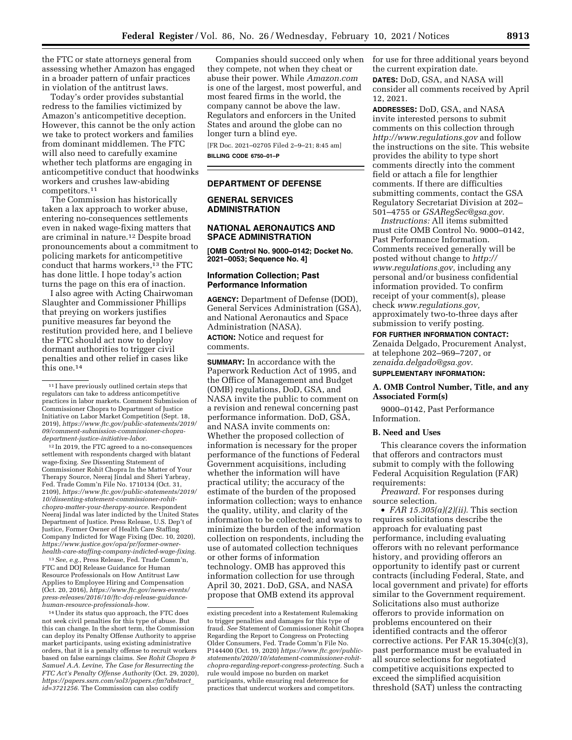the FTC or state attorneys general from assessing whether Amazon has engaged in a broader pattern of unfair practices in violation of the antitrust laws.

Today's order provides substantial redress to the families victimized by Amazon's anticompetitive deception. However, this cannot be the only action we take to protect workers and families from dominant middlemen. The FTC will also need to carefully examine whether tech platforms are engaging in anticompetitive conduct that hoodwinks workers and crushes law-abiding competitors.[11]

The Commission has historically taken a lax approach to worker abuse, entering no-consequences settlements even in naked wage-fixing matters that are criminal in nature.[12] Despite broad pronouncements about a commitment to policing markets for anticompetitive conduct that harms workers,[13] the FTC has done little. I hope today's action turns the page on this era of inaction.

I also agree with Acting Chairwoman Slaughter and Commissioner Phillips that preying on workers justifies punitive measures far beyond the restitution provided here, and I believe the FTC should act now to deploy dormant authorities to trigger civil penalties and other relief in cases like this one.[14]

Companies should succeed only when they compete, not when they cheat or abuse their power. While *Amazon.com* is one of the largest, most powerful, and most feared firms in the world, the company cannot be above the law. Regulators and enforcers in the United States and around the globe can no longer turn a blind eye.

[FR Doc. 2021–02705 Filed 2–9–21; 8:45 am]

**BILLING CODE 6750–01–P**

---

[11] I have previously outlined certain steps that regulators can take to address anticompetitive practices in labor markets. Comment Submission of Commissioner Chopra to Department of Justice Initiative on Labor Market Competition (Sept. 18, 2019), *https://www.ftc.gov/public-statements/2019/09/comment-submission-commissioner-chopra-department-justice-initiative-labor.*

[12] In 2019, the FTC agreed to a no-consequences settlement with respondents charged with blatant wage-fixing. *See* Dissenting Statement of Commissioner Rohit Chopra In the Matter of Your Therapy Source, Neeraj Jindal and Sheri Yarbray, Fed. Trade Comm'n File No. 1710134 (Oct. 31, 2109), *https://www.ftc.gov/public-statements/2019/10/dissenting-statement-commissioner-rohit-chopra-matter-your-therapy-source.* Respondent Neeraj Jindal was later indicted by the United States Department of Justice. Press Release, U.S. Dep't of Justice, Former Owner of Health Care Staffing Company Indicted for Wage Fixing (Dec. 10, 2020), *https://www.justice.gov/opa/pr/former-owner-health-care-staffing-company-indicted-wage-fixing.*

[13] *See, e.g.,* Press Release, Fed. Trade Comm'n, FTC and DOJ Release Guidance for Human Resource Professionals on How Antitrust Law Applies to Employee Hiring and Compensation (Oct. 20, 2016), *https://www.ftc.gov/news-events/press-releases/2016/10/ftc-doj-release-guidance-human-resource-professionals-how.*

[14] Under its status quo approach, the FTC does not seek civil penalties for this type of abuse. But this can change. In the short term, the Commission can deploy its Penalty Offense Authority to apprise market participants, using existing administrative orders, that it is a penalty offense to recruit workers based on false earnings claims. *See Rohit Chopra & Samuel A.A. Levine, The Case for Resurrecting the FTC Act's Penalty Offense Authority* (Oct. 29, 2020), *https://papers.ssrn.com/sol3/papers.cfm?abstract_id=3721256.* The Commission can also codify existing precedent into a Restatement Rulemaking to trigger penalties and damages for this type of fraud. *See* Statement of Commissioner Rohit Chopra Regarding the Report to Congress on Protecting Older Consumers, Fed. Trade Comm'n File No. P144400 (Oct. 19, 2020) *https://www.ftc.gov/public-statements/2020/10/statement-commissioner-rohit-chopra-regarding-report-congress-protecting.* Such a rule would impose no burden on market participants, while ensuring real deterrence for practices that undercut workers and competitors.

---

## DEPARTMENT OF DEFENSE

## GENERAL SERVICES ADMINISTRATION

## NATIONAL AERONAUTICS AND SPACE ADMINISTRATION

**[OMB Control No. 9000–0142; Docket No. 2021–0053; Sequence No. 4]**

### Information Collection; Past Performance Information

**AGENCY:** Department of Defense (DOD), General Services Administration (GSA), and National Aeronautics and Space Administration (NASA).

**ACTION:** Notice and request for comments.

**SUMMARY:** In accordance with the Paperwork Reduction Act of 1995, and the Office of Management and Budget (OMB) regulations, DoD, GSA, and NASA invite the public to comment on a revision and renewal concerning past performance information. DoD, GSA, and NASA invite comments on: Whether the proposed collection of information is necessary for the proper performance of the functions of Federal Government acquisitions, including whether the information will have practical utility; the accuracy of the estimate of the burden of the proposed information collection; ways to enhance the quality, utility, and clarity of the information to be collected; and ways to minimize the burden of the information collection on respondents, including the use of automated collection techniques or other forms of information technology. OMB has approved this information collection for use through April 30, 2021. DoD, GSA, and NASA propose that OMB extend its approval for use for three additional years beyond the current expiration date.

**DATES:** DoD, GSA, and NASA will consider all comments received by April 12, 2021.

**ADDRESSES:** DoD, GSA, and NASA invite interested persons to submit comments on this collection through *http://www.regulations.gov* and follow the instructions on the site. This website provides the ability to type short comments directly into the comment field or attach a file for lengthier comments. If there are difficulties submitting comments, contact the GSA Regulatory Secretariat Division at 202–501–4755 or *GSARegSec@gsa.gov.*

*Instructions:* All items submitted must cite OMB Control No. 9000–0142, Past Performance Information. Comments received generally will be posted without change to *http://www.regulations.gov,* including any personal and/or business confidential information provided. To confirm receipt of your comment(s), please check *www.regulations.gov,* approximately two-to-three days after submission to verify posting.

**FOR FURTHER INFORMATION CONTACT:** Zenaida Delgado, Procurement Analyst, at telephone 202–969–7207, or *zenaida.delgado@gsa.gov.*

**SUPPLEMENTARY INFORMATION:**

#### A. OMB Control Number, Title, and any Associated Form(s)

9000–0142, Past Performance Information.

#### B. Need and Uses

This clearance covers the information that offerors and contractors must submit to comply with the following Federal Acquisition Regulation (FAR) requirements:

*Preaward.* For responses during source selection.

- *FAR 15.305(a)(2)(ii).* This section requires solicitations describe the approach for evaluating past performance, including evaluating offerors with no relevant performance history, and providing offerors an opportunity to identify past or current contracts (including Federal, State, and local government and private) for efforts similar to the Government requirement. Solicitations also must authorize offerors to provide information on problems encountered on their identified contracts and the offeror corrective actions. Per FAR 15.304(c)(3), past performance must be evaluated in all source selections for negotiated competitive acquisitions expected to exceed the simplified acquisition threshold (SAT) unless the contracting